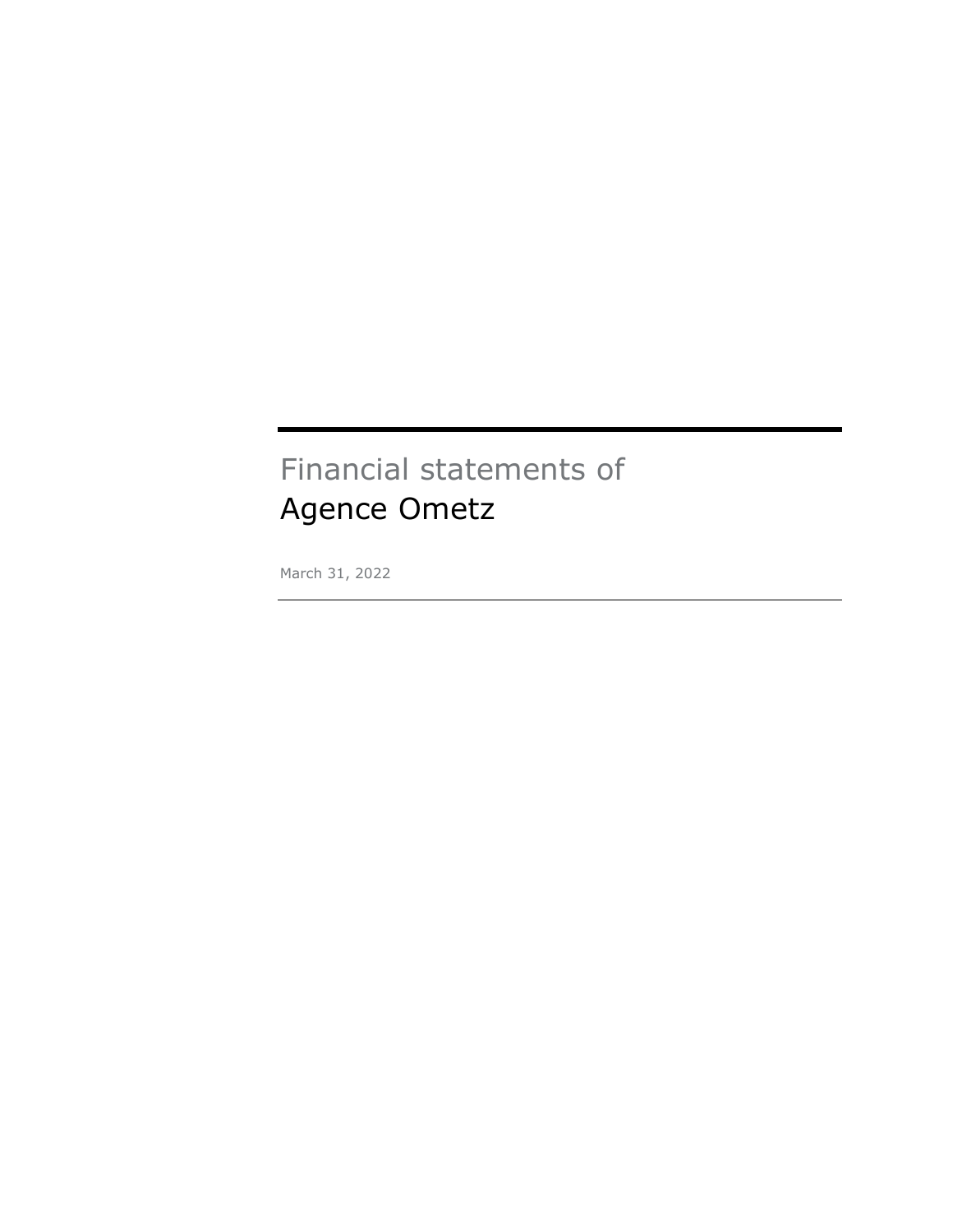# Financial statements of
# Agence Ometz

March 31, 2022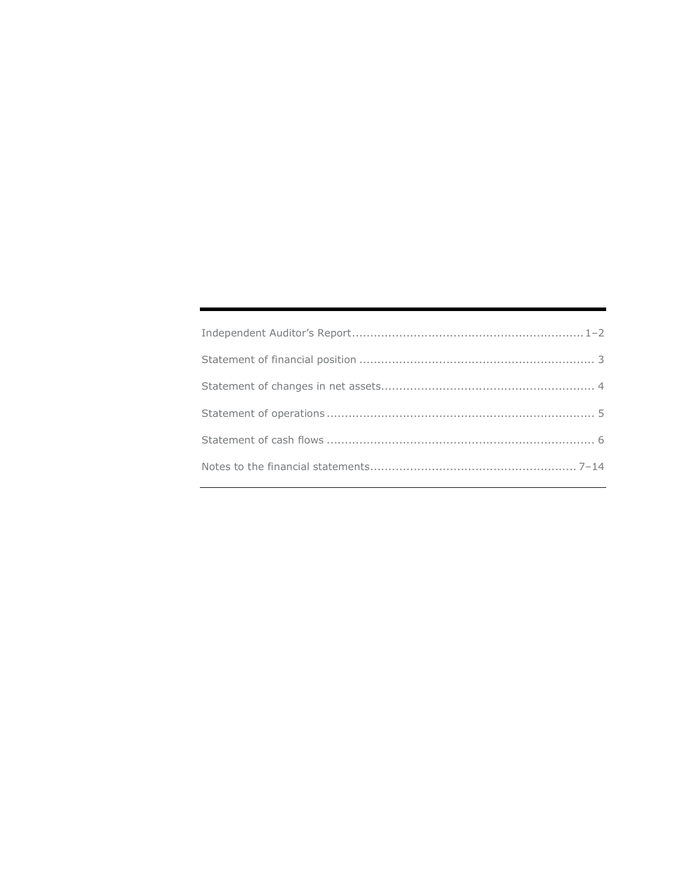| | |
|---|---|
| Independent Auditor's Report | 1–2 |
| Statement of financial position | 3 |
| Statement of changes in net assets | 4 |
| Statement of operations | 5 |
| Statement of cash flows | 6 |
| Notes to the financial statements | 7–14 |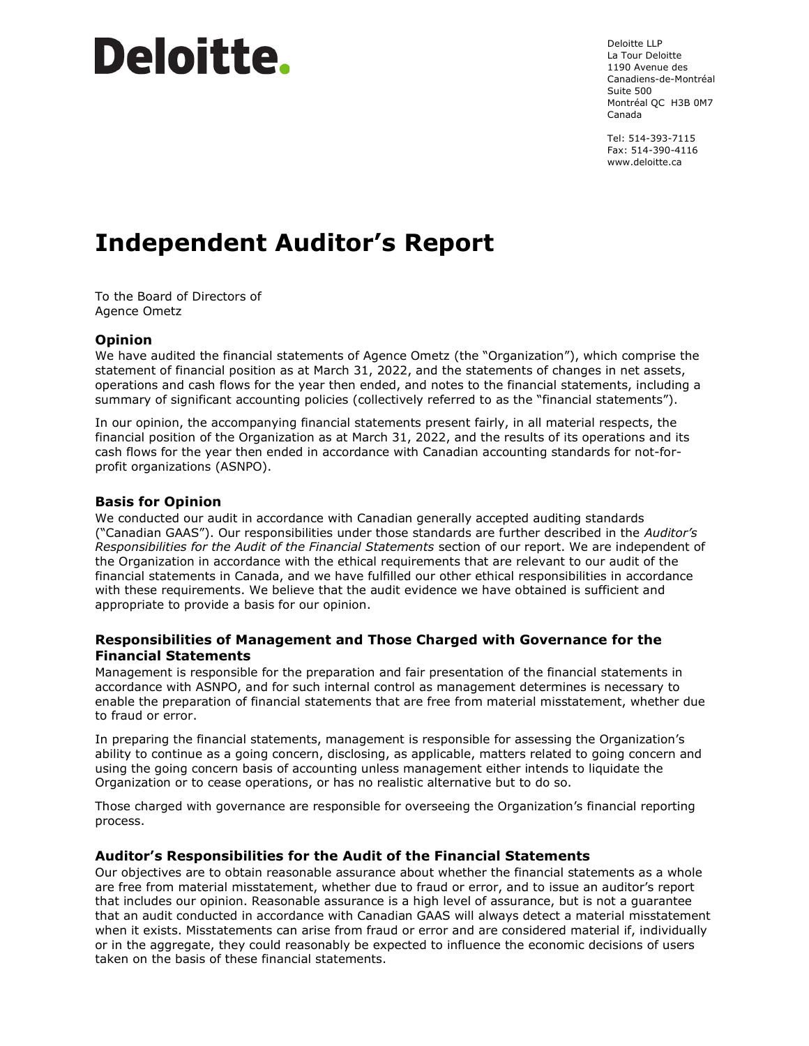Deloitte.

Deloitte LLP
La Tour Deloitte
1190 Avenue des Canadiens-de-Montréal
Suite 500
Montréal QC H3B 0M7
Canada

Tel: 514-393-7115
Fax: 514-390-4116
www.deloitte.ca

# Independent Auditor's Report

To the Board of Directors of
Agence Ometz

### Opinion

We have audited the financial statements of Agence Ometz (the "Organization"), which comprise the statement of financial position as at March 31, 2022, and the statements of changes in net assets, operations and cash flows for the year then ended, and notes to the financial statements, including a summary of significant accounting policies (collectively referred to as the "financial statements").

In our opinion, the accompanying financial statements present fairly, in all material respects, the financial position of the Organization as at March 31, 2022, and the results of its operations and its cash flows for the year then ended in accordance with Canadian accounting standards for not-for-profit organizations (ASNPO).

### Basis for Opinion

We conducted our audit in accordance with Canadian generally accepted auditing standards ("Canadian GAAS"). Our responsibilities under those standards are further described in the *Auditor's Responsibilities for the Audit of the Financial Statements* section of our report. We are independent of the Organization in accordance with the ethical requirements that are relevant to our audit of the financial statements in Canada, and we have fulfilled our other ethical responsibilities in accordance with these requirements. We believe that the audit evidence we have obtained is sufficient and appropriate to provide a basis for our opinion.

### Responsibilities of Management and Those Charged with Governance for the Financial Statements

Management is responsible for the preparation and fair presentation of the financial statements in accordance with ASNPO, and for such internal control as management determines is necessary to enable the preparation of financial statements that are free from material misstatement, whether due to fraud or error.

In preparing the financial statements, management is responsible for assessing the Organization's ability to continue as a going concern, disclosing, as applicable, matters related to going concern and using the going concern basis of accounting unless management either intends to liquidate the Organization or to cease operations, or has no realistic alternative but to do so.

Those charged with governance are responsible for overseeing the Organization's financial reporting process.

### Auditor's Responsibilities for the Audit of the Financial Statements

Our objectives are to obtain reasonable assurance about whether the financial statements as a whole are free from material misstatement, whether due to fraud or error, and to issue an auditor's report that includes our opinion. Reasonable assurance is a high level of assurance, but is not a guarantee that an audit conducted in accordance with Canadian GAAS will always detect a material misstatement when it exists. Misstatements can arise from fraud or error and are considered material if, individually or in the aggregate, they could reasonably be expected to influence the economic decisions of users taken on the basis of these financial statements.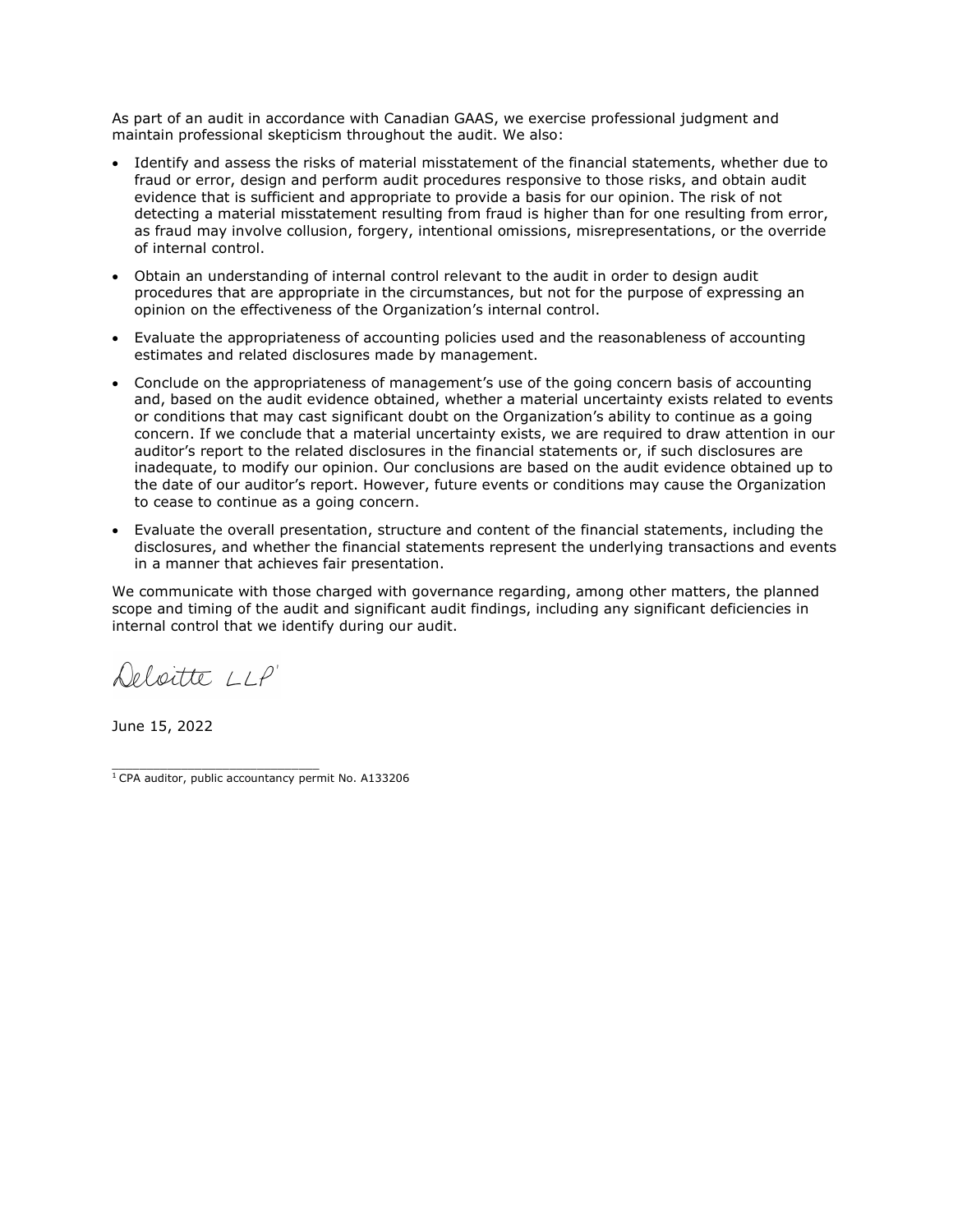As part of an audit in accordance with Canadian GAAS, we exercise professional judgment and maintain professional skepticism throughout the audit. We also:

- Identify and assess the risks of material misstatement of the financial statements, whether due to fraud or error, design and perform audit procedures responsive to those risks, and obtain audit evidence that is sufficient and appropriate to provide a basis for our opinion. The risk of not detecting a material misstatement resulting from fraud is higher than for one resulting from error, as fraud may involve collusion, forgery, intentional omissions, misrepresentations, or the override of internal control.
- Obtain an understanding of internal control relevant to the audit in order to design audit procedures that are appropriate in the circumstances, but not for the purpose of expressing an opinion on the effectiveness of the Organization's internal control.
- Evaluate the appropriateness of accounting policies used and the reasonableness of accounting estimates and related disclosures made by management.
- Conclude on the appropriateness of management's use of the going concern basis of accounting and, based on the audit evidence obtained, whether a material uncertainty exists related to events or conditions that may cast significant doubt on the Organization's ability to continue as a going concern. If we conclude that a material uncertainty exists, we are required to draw attention in our auditor's report to the related disclosures in the financial statements or, if such disclosures are inadequate, to modify our opinion. Our conclusions are based on the audit evidence obtained up to the date of our auditor's report. However, future events or conditions may cause the Organization to cease to continue as a going concern.
- Evaluate the overall presentation, structure and content of the financial statements, including the disclosures, and whether the financial statements represent the underlying transactions and events in a manner that achieves fair presentation.

We communicate with those charged with governance regarding, among other matters, the planned scope and timing of the audit and significant audit findings, including any significant deficiencies in internal control that we identify during our audit.

Deloitte LLP[1]

June 15, 2022

[1] CPA auditor, public accountancy permit No. A133206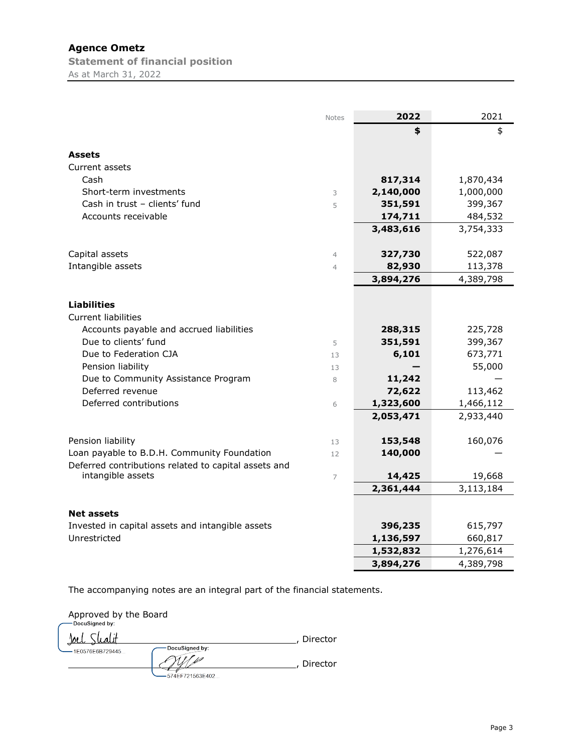# Agence Ometz

## Statement of financial position

As at March 31, 2022

| | Notes | 2022 | 2021 |
|---|---|---|---|
| | | **$** | $ |
| **Assets** | | | |
| Current assets | | | |
| Cash | | **817,314** | 1,870,434 |
| Short-term investments | 3 | **2,140,000** | 1,000,000 |
| Cash in trust – clients' fund | 5 | **351,591** | 399,367 |
| Accounts receivable | | **174,711** | 484,532 |
| | | **3,483,616** | 3,754,333 |
| | | | |
| Capital assets | 4 | **327,730** | 522,087 |
| Intangible assets | 4 | **82,930** | 113,378 |
| | | **3,894,276** | 4,389,798 |
| | | | |
| **Liabilities** | | | |
| Current liabilities | | | |
| Accounts payable and accrued liabilities | | **288,315** | 225,728 |
| Due to clients' fund | 5 | **351,591** | 399,367 |
| Due to Federation CJA | 13 | **6,101** | 673,771 |
| Pension liability | 13 | **—** | 55,000 |
| Due to Community Assistance Program | 8 | **11,242** | — |
| Deferred revenue | | **72,622** | 113,462 |
| Deferred contributions | 6 | **1,323,600** | 1,466,112 |
| | | **2,053,471** | 2,933,440 |
| | | | |
| Pension liability | 13 | **153,548** | 160,076 |
| Loan payable to B.D.H. Community Foundation | 12 | **140,000** | — |
| Deferred contributions related to capital assets and intangible assets | 7 | **14,425** | 19,668 |
| | | **2,361,444** | 3,113,184 |
| | | | |
| **Net assets** | | | |
| Invested in capital assets and intangible assets | | **396,235** | 615,797 |
| Unrestricted | | **1,136,597** | 660,817 |
| | | **1,532,832** | 1,276,614 |
| | | **3,894,276** | 4,389,798 |

The accompanying notes are an integral part of the financial statements.

Approved by the Board

DocuSigned by: Joel Shalit
1E0576E6B729445...
_______________________________, Director

DocuSigned by:
574EF721563E402...
_______________________________, Director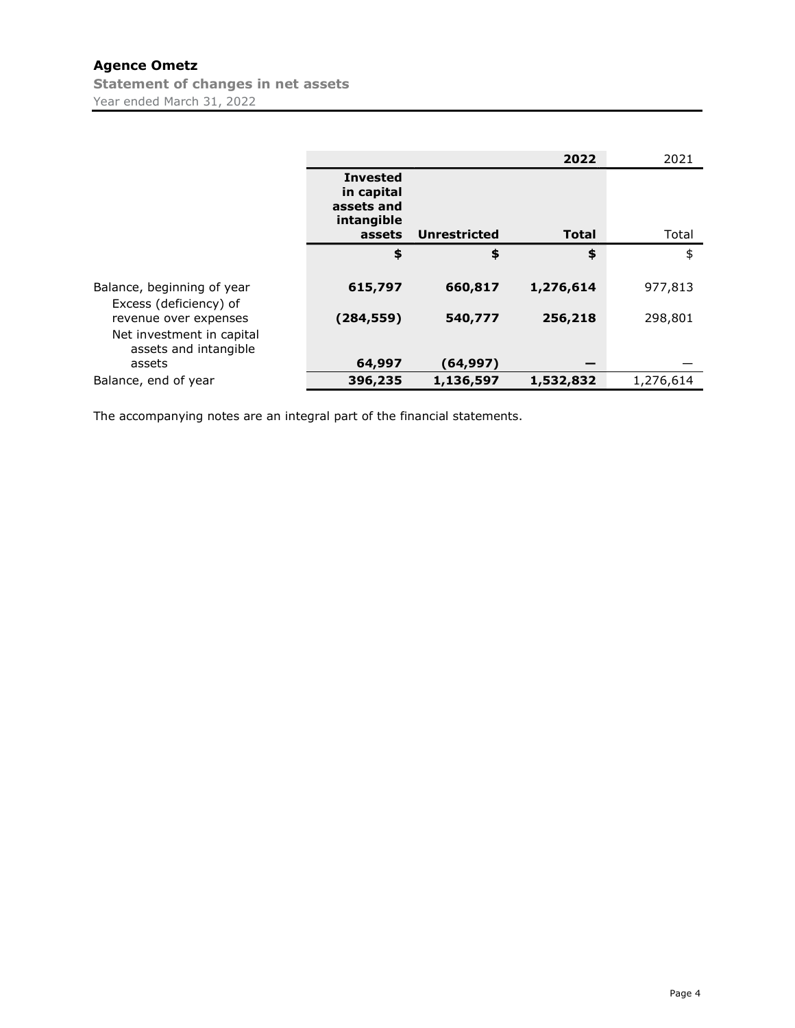# Agence Ometz

## Statement of changes in net assets

Year ended March 31, 2022

| | | | 2022 | 2021 |
|---|---|---|---|---|
| | **Invested in capital assets and intangible assets** | **Unrestricted** | **Total** | Total |
| | **$** | **$** | **$** | $ |
| Balance, beginning of year | **615,797** | **660,817** | **1,276,614** | 977,813 |
| Excess (deficiency) of revenue over expenses | **(284,559)** | **540,777** | **256,218** | 298,801 |
| Net investment in capital assets and intangible assets | **64,997** | **(64,997)** | **—** | — |
| Balance, end of year | **396,235** | **1,136,597** | **1,532,832** | 1,276,614 |

The accompanying notes are an integral part of the financial statements.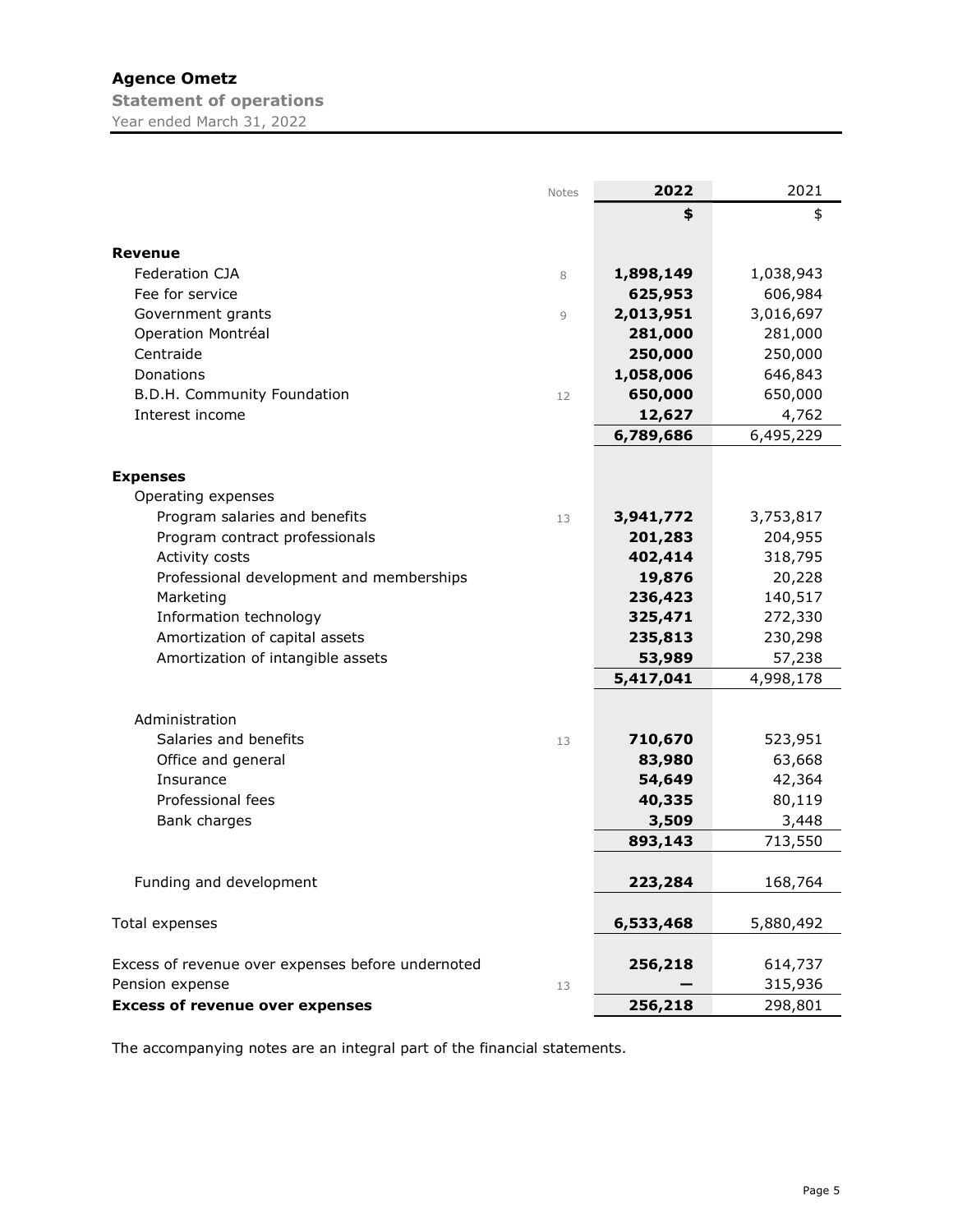# Agence Ometz

**Statement of operations**

Year ended March 31, 2022

| | Notes | 2022 | 2021 |
|---|---|---|---|
| | | **$** | $ |
| **Revenue** | | | |
| Federation CJA | 8 | **1,898,149** | 1,038,943 |
| Fee for service | | **625,953** | 606,984 |
| Government grants | 9 | **2,013,951** | 3,016,697 |
| Operation Montréal | | **281,000** | 281,000 |
| Centraide | | **250,000** | 250,000 |
| Donations | | **1,058,006** | 646,843 |
| B.D.H. Community Foundation | 12 | **650,000** | 650,000 |
| Interest income | | **12,627** | 4,762 |
| | | **6,789,686** | 6,495,229 |
| **Expenses** | | | |
| Operating expenses | | | |
| Program salaries and benefits | 13 | **3,941,772** | 3,753,817 |
| Program contract professionals | | **201,283** | 204,955 |
| Activity costs | | **402,414** | 318,795 |
| Professional development and memberships | | **19,876** | 20,228 |
| Marketing | | **236,423** | 140,517 |
| Information technology | | **325,471** | 272,330 |
| Amortization of capital assets | | **235,813** | 230,298 |
| Amortization of intangible assets | | **53,989** | 57,238 |
| | | **5,417,041** | 4,998,178 |
| Administration | | | |
| Salaries and benefits | 13 | **710,670** | 523,951 |
| Office and general | | **83,980** | 63,668 |
| Insurance | | **54,649** | 42,364 |
| Professional fees | | **40,335** | 80,119 |
| Bank charges | | **3,509** | 3,448 |
| | | **893,143** | 713,550 |
| Funding and development | | **223,284** | 168,764 |
| Total expenses | | **6,533,468** | 5,880,492 |
| Excess of revenue over expenses before undernoted | | **256,218** | 614,737 |
| Pension expense | 13 | **—** | 315,936 |
| **Excess of revenue over expenses** | | **256,218** | 298,801 |

The accompanying notes are an integral part of the financial statements.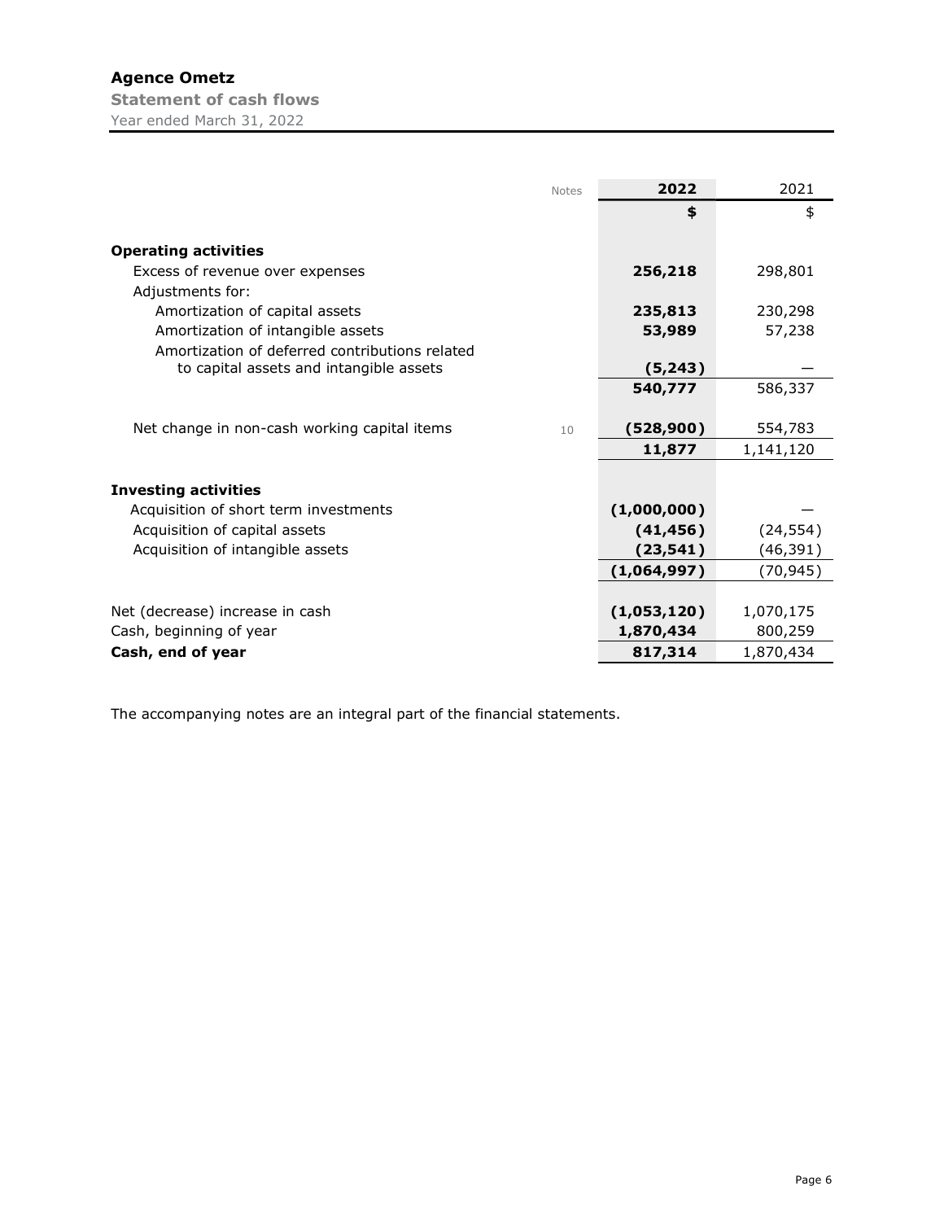## Agence Ometz

**Statement of cash flows**

Year ended March 31, 2022

| | Notes | 2022 | 2021 |
|---|---|---|---|
| | | **$** | $ |
| **Operating activities** | | | |
| Excess of revenue over expenses | | **256,218** | 298,801 |
| Adjustments for: | | | |
| Amortization of capital assets | | **235,813** | 230,298 |
| Amortization of intangible assets | | **53,989** | 57,238 |
| Amortization of deferred contributions related to capital assets and intangible assets | | **(5,243)** | — |
| | | **540,777** | 586,337 |
| Net change in non-cash working capital items | 10 | **(528,900)** | 554,783 |
| | | **11,877** | 1,141,120 |
| **Investing activities** | | | |
| Acquisition of short term investments | | **(1,000,000)** | — |
| Acquisition of capital assets | | **(41,456)** | (24,554) |
| Acquisition of intangible assets | | **(23,541)** | (46,391) |
| | | **(1,064,997)** | (70,945) |
| Net (decrease) increase in cash | | **(1,053,120)** | 1,070,175 |
| Cash, beginning of year | | **1,870,434** | 800,259 |
| **Cash, end of year** | | **817,314** | 1,870,434 |

The accompanying notes are an integral part of the financial statements.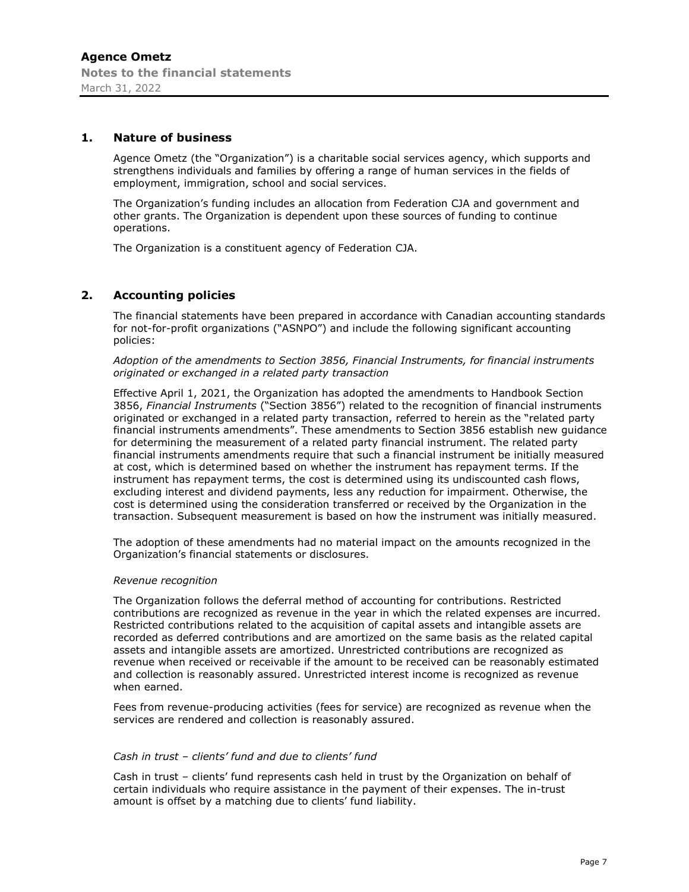## 1. Nature of business

Agence Ometz (the "Organization") is a charitable social services agency, which supports and strengthens individuals and families by offering a range of human services in the fields of employment, immigration, school and social services.

The Organization's funding includes an allocation from Federation CJA and government and other grants. The Organization is dependent upon these sources of funding to continue operations.

The Organization is a constituent agency of Federation CJA.

## 2. Accounting policies

The financial statements have been prepared in accordance with Canadian accounting standards for not-for-profit organizations ("ASNPO") and include the following significant accounting policies:

*Adoption of the amendments to Section 3856, Financial Instruments, for financial instruments originated or exchanged in a related party transaction*

Effective April 1, 2021, the Organization has adopted the amendments to Handbook Section 3856, *Financial Instruments* ("Section 3856") related to the recognition of financial instruments originated or exchanged in a related party transaction, referred to herein as the "related party financial instruments amendments". These amendments to Section 3856 establish new guidance for determining the measurement of a related party financial instrument. The related party financial instruments amendments require that such a financial instrument be initially measured at cost, which is determined based on whether the instrument has repayment terms. If the instrument has repayment terms, the cost is determined using its undiscounted cash flows, excluding interest and dividend payments, less any reduction for impairment. Otherwise, the cost is determined using the consideration transferred or received by the Organization in the transaction. Subsequent measurement is based on how the instrument was initially measured.

The adoption of these amendments had no material impact on the amounts recognized in the Organization's financial statements or disclosures.

*Revenue recognition*

The Organization follows the deferral method of accounting for contributions. Restricted contributions are recognized as revenue in the year in which the related expenses are incurred. Restricted contributions related to the acquisition of capital assets and intangible assets are recorded as deferred contributions and are amortized on the same basis as the related capital assets and intangible assets are amortized. Unrestricted contributions are recognized as revenue when received or receivable if the amount to be received can be reasonably estimated and collection is reasonably assured. Unrestricted interest income is recognized as revenue when earned.

Fees from revenue-producing activities (fees for service) are recognized as revenue when the services are rendered and collection is reasonably assured.

*Cash in trust – clients' fund and due to clients' fund*

Cash in trust – clients' fund represents cash held in trust by the Organization on behalf of certain individuals who require assistance in the payment of their expenses. The in-trust amount is offset by a matching due to clients' fund liability.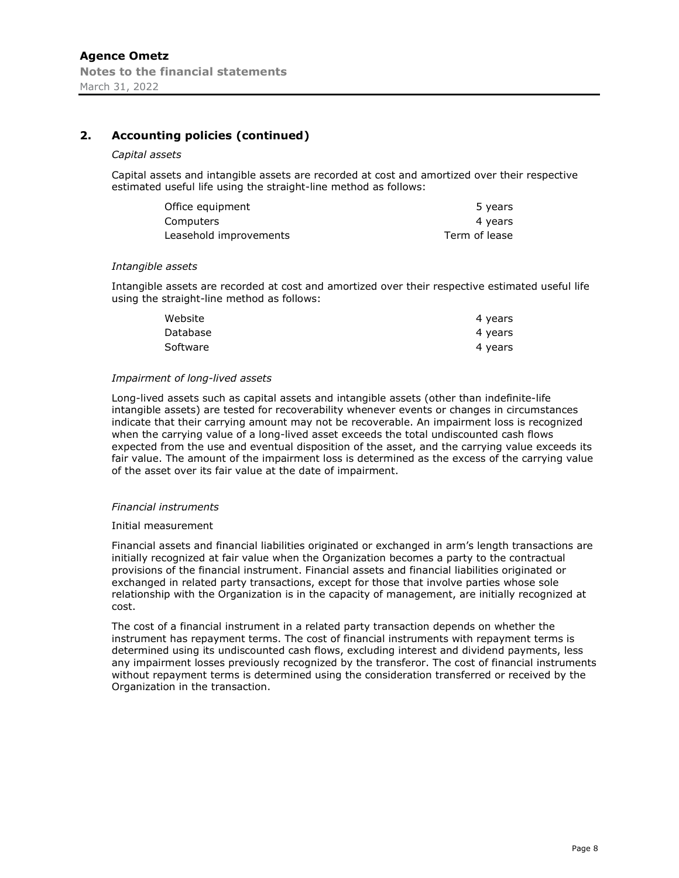## 2. Accounting policies (continued)

*Capital assets*

Capital assets and intangible assets are recorded at cost and amortized over their respective estimated useful life using the straight-line method as follows:

| | |
|---|---|
| Office equipment | 5 years |
| Computers | 4 years |
| Leasehold improvements | Term of lease |

*Intangible assets*

Intangible assets are recorded at cost and amortized over their respective estimated useful life using the straight-line method as follows:

| | |
|---|---|
| Website | 4 years |
| Database | 4 years |
| Software | 4 years |

*Impairment of long-lived assets*

Long-lived assets such as capital assets and intangible assets (other than indefinite-life intangible assets) are tested for recoverability whenever events or changes in circumstances indicate that their carrying amount may not be recoverable. An impairment loss is recognized when the carrying value of a long-lived asset exceeds the total undiscounted cash flows expected from the use and eventual disposition of the asset, and the carrying value exceeds its fair value. The amount of the impairment loss is determined as the excess of the carrying value of the asset over its fair value at the date of impairment.

*Financial instruments*

Initial measurement

Financial assets and financial liabilities originated or exchanged in arm's length transactions are initially recognized at fair value when the Organization becomes a party to the contractual provisions of the financial instrument. Financial assets and financial liabilities originated or exchanged in related party transactions, except for those that involve parties whose sole relationship with the Organization is in the capacity of management, are initially recognized at cost.

The cost of a financial instrument in a related party transaction depends on whether the instrument has repayment terms. The cost of financial instruments with repayment terms is determined using its undiscounted cash flows, excluding interest and dividend payments, less any impairment losses previously recognized by the transferor. The cost of financial instruments without repayment terms is determined using the consideration transferred or received by the Organization in the transaction.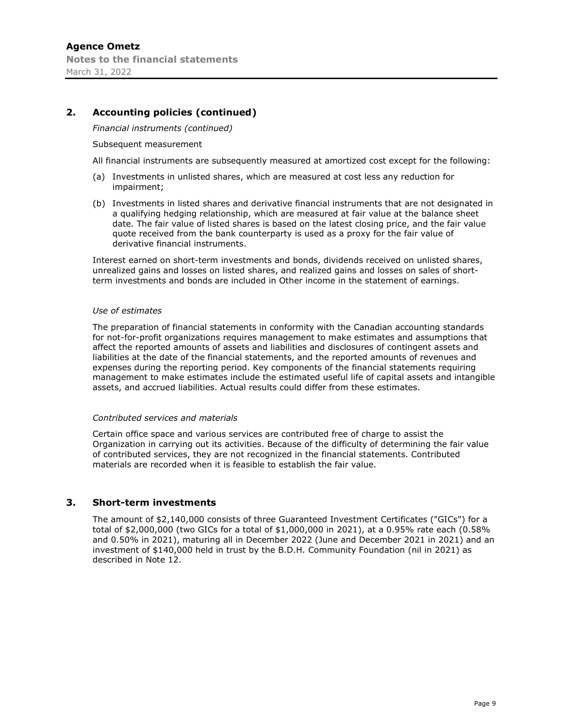## 2. Accounting policies (continued)

*Financial instruments (continued)*

Subsequent measurement

All financial instruments are subsequently measured at amortized cost except for the following:

(a) Investments in unlisted shares, which are measured at cost less any reduction for impairment;

(b) Investments in listed shares and derivative financial instruments that are not designated in a qualifying hedging relationship, which are measured at fair value at the balance sheet date. The fair value of listed shares is based on the latest closing price, and the fair value quote received from the bank counterparty is used as a proxy for the fair value of derivative financial instruments.

Interest earned on short-term investments and bonds, dividends received on unlisted shares, unrealized gains and losses on listed shares, and realized gains and losses on sales of short-term investments and bonds are included in Other income in the statement of earnings.

*Use of estimates*

The preparation of financial statements in conformity with the Canadian accounting standards for not-for-profit organizations requires management to make estimates and assumptions that affect the reported amounts of assets and liabilities and disclosures of contingent assets and liabilities at the date of the financial statements, and the reported amounts of revenues and expenses during the reporting period. Key components of the financial statements requiring management to make estimates include the estimated useful life of capital assets and intangible assets, and accrued liabilities. Actual results could differ from these estimates.

*Contributed services and materials*

Certain office space and various services are contributed free of charge to assist the Organization in carrying out its activities. Because of the difficulty of determining the fair value of contributed services, they are not recognized in the financial statements. Contributed materials are recorded when it is feasible to establish the fair value.

## 3. Short-term investments

The amount of $2,140,000 consists of three Guaranteed Investment Certificates ("GICs") for a total of $2,000,000 (two GICs for a total of $1,000,000 in 2021), at a 0.95% rate each (0.58% and 0.50% in 2021), maturing all in December 2022 (June and December 2021 in 2021) and an investment of $140,000 held in trust by the B.D.H. Community Foundation (nil in 2021) as described in Note 12.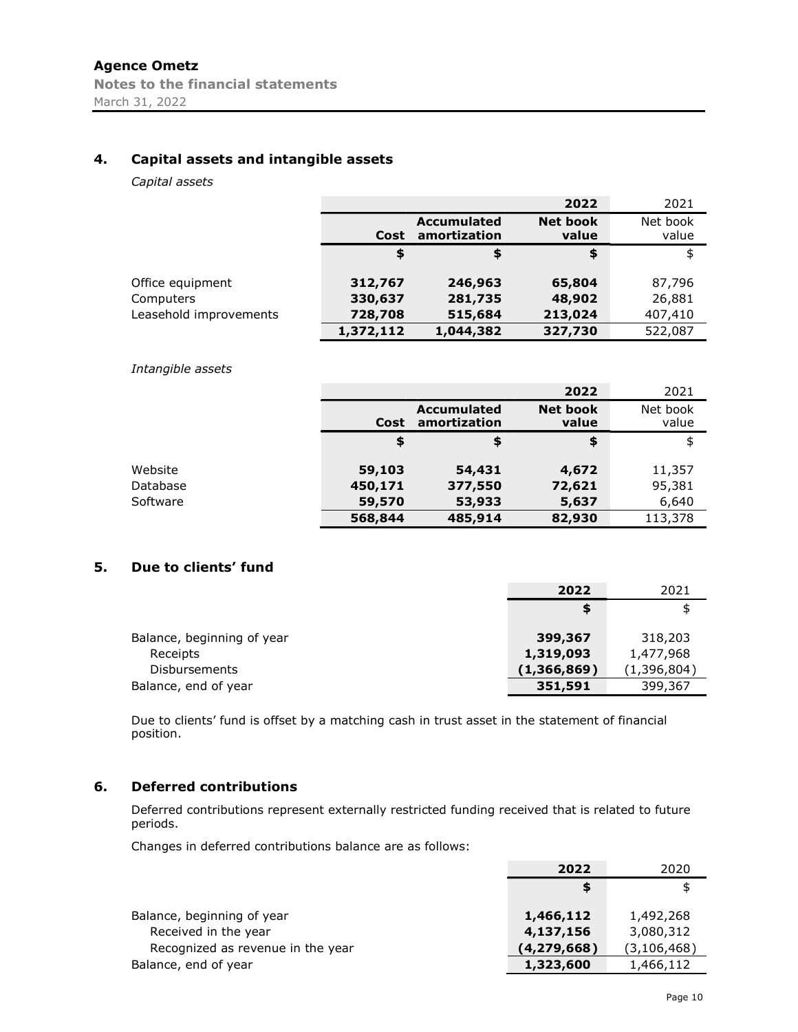Agence Ometz
Notes to the financial statements
March 31, 2022

## 4. Capital assets and intangible assets

*Capital assets*

| | | | 2022 | 2021 |
|---|---|---|---|---|
| | Cost | Accumulated amortization | Net book value | Net book value |
| | **$** | **$** | **$** | $ |
| Office equipment | **312,767** | **246,963** | **65,804** | 87,796 |
| Computers | **330,637** | **281,735** | **48,902** | 26,881 |
| Leasehold improvements | **728,708** | **515,684** | **213,024** | 407,410 |
| | **1,372,112** | **1,044,382** | **327,730** | 522,087 |

*Intangible assets*

| | | | 2022 | 2021 |
|---|---|---|---|---|
| | Cost | Accumulated amortization | Net book value | Net book value |
| | **$** | **$** | **$** | $ |
| Website | **59,103** | **54,431** | **4,672** | 11,357 |
| Database | **450,171** | **377,550** | **72,621** | 95,381 |
| Software | **59,570** | **53,933** | **5,637** | 6,640 |
| | **568,844** | **485,914** | **82,930** | 113,378 |

## 5. Due to clients' fund

| | 2022 | 2021 |
|---|---|---|
| | **$** | $ |
| Balance, beginning of year | **399,367** | 318,203 |
| Receipts | **1,319,093** | 1,477,968 |
| Disbursements | **(1,366,869)** | (1,396,804) |
| Balance, end of year | **351,591** | 399,367 |

Due to clients' fund is offset by a matching cash in trust asset in the statement of financial position.

## 6. Deferred contributions

Deferred contributions represent externally restricted funding received that is related to future periods.

Changes in deferred contributions balance are as follows:

| | 2022 | 2020 |
|---|---|---|
| | **$** | $ |
| Balance, beginning of year | **1,466,112** | 1,492,268 |
| Received in the year | **4,137,156** | 3,080,312 |
| Recognized as revenue in the year | **(4,279,668)** | (3,106,468) |
| Balance, end of year | **1,323,600** | 1,466,112 |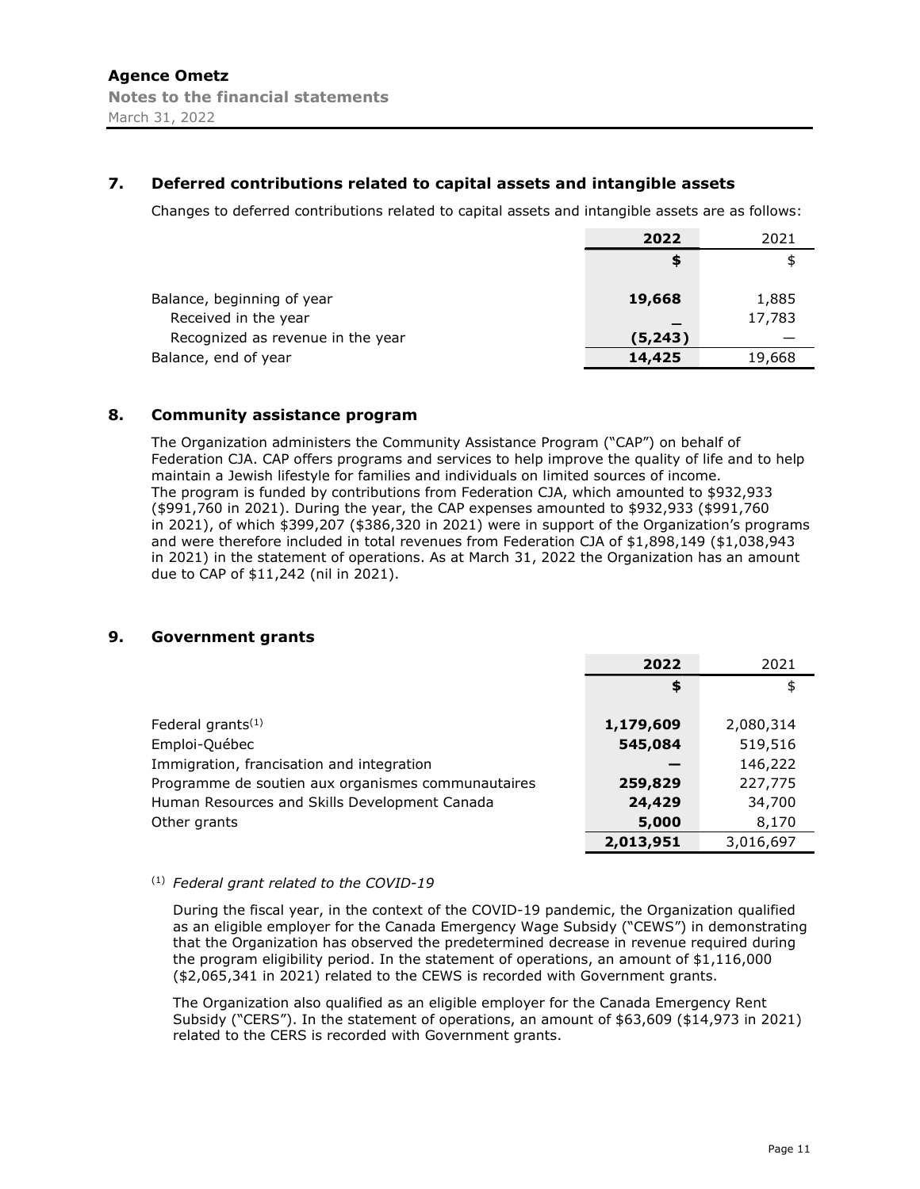## 7. Deferred contributions related to capital assets and intangible assets

Changes to deferred contributions related to capital assets and intangible assets are as follows:

| | 2022 | 2021 |
|---|---|---|
| | **$** | $ |
| Balance, beginning of year | **19,668** | 1,885 |
| Received in the year | **–** | 17,783 |
| Recognized as revenue in the year | **(5,243)** | — |
| Balance, end of year | **14,425** | 19,668 |

## 8. Community assistance program

The Organization administers the Community Assistance Program ("CAP") on behalf of Federation CJA. CAP offers programs and services to help improve the quality of life and to help maintain a Jewish lifestyle for families and individuals on limited sources of income. The program is funded by contributions from Federation CJA, which amounted to $932,933 ($991,760 in 2021). During the year, the CAP expenses amounted to $932,933 ($991,760 in 2021), of which $399,207 ($386,320 in 2021) were in support of the Organization's programs and were therefore included in total revenues from Federation CJA of $1,898,149 ($1,038,943 in 2021) in the statement of operations. As at March 31, 2022 the Organization has an amount due to CAP of $11,242 (nil in 2021).

## 9. Government grants

| | 2022 | 2021 |
|---|---|---|
| | **$** | $ |
| Federal grants[(1)] | **1,179,609** | 2,080,314 |
| Emploi-Québec | **545,084** | 519,516 |
| Immigration, francisation and integration | **—** | 146,222 |
| Programme de soutien aux organismes communautaires | **259,829** | 227,775 |
| Human Resources and Skills Development Canada | **24,429** | 34,700 |
| Other grants | **5,000** | 8,170 |
| | **2,013,951** | 3,016,697 |

[(1)] *Federal grant related to the COVID-19*

During the fiscal year, in the context of the COVID-19 pandemic, the Organization qualified as an eligible employer for the Canada Emergency Wage Subsidy ("CEWS") in demonstrating that the Organization has observed the predetermined decrease in revenue required during the program eligibility period. In the statement of operations, an amount of $1,116,000 ($2,065,341 in 2021) related to the CEWS is recorded with Government grants.

The Organization also qualified as an eligible employer for the Canada Emergency Rent Subsidy ("CERS"). In the statement of operations, an amount of $63,609 ($14,973 in 2021) related to the CERS is recorded with Government grants.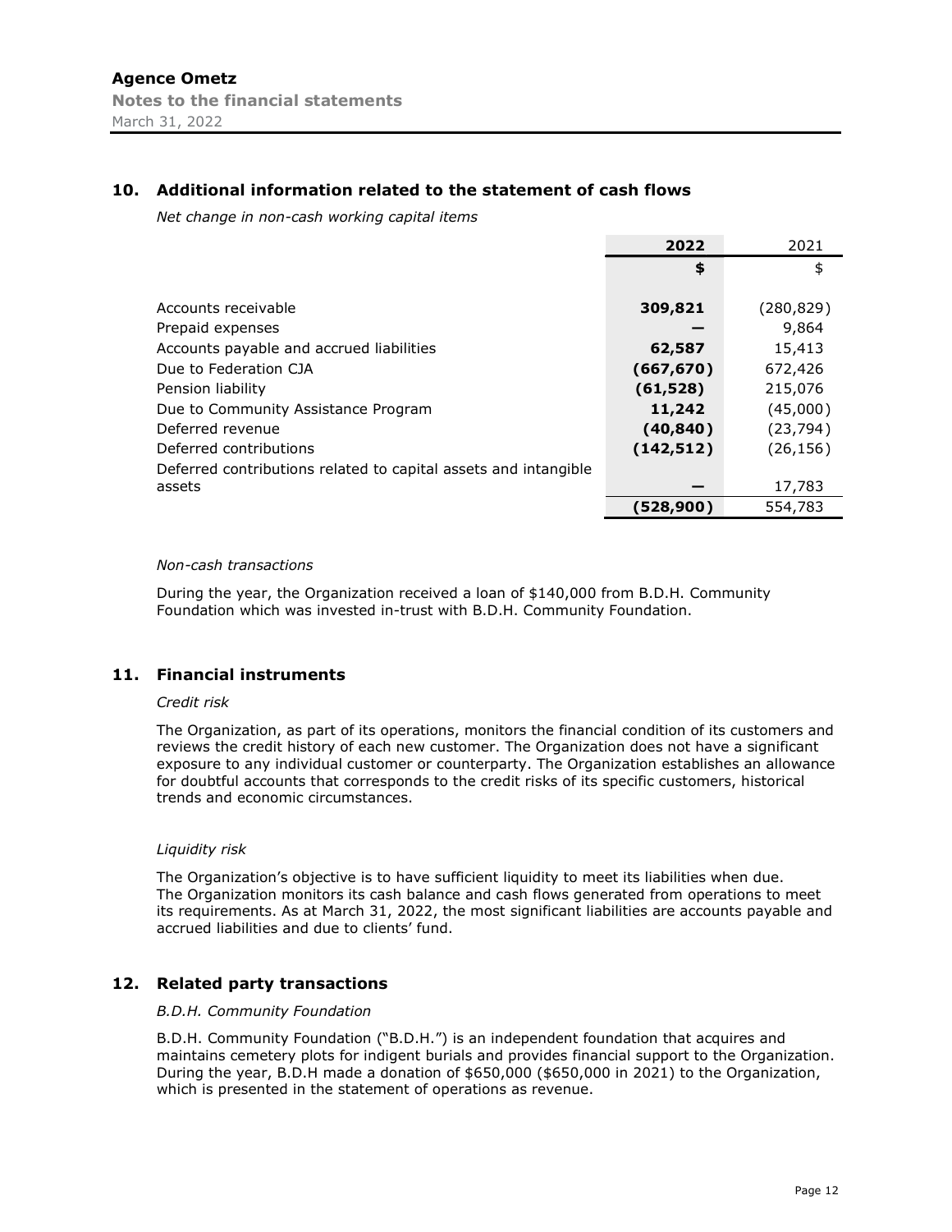## 10. Additional information related to the statement of cash flows

*Net change in non-cash working capital items*

| | 2022 | 2021 |
|---|---|---|
| | **$** | $ |
| Accounts receivable | **309,821** | (280,829) |
| Prepaid expenses | **—** | 9,864 |
| Accounts payable and accrued liabilities | **62,587** | 15,413 |
| Due to Federation CJA | **(667,670)** | 672,426 |
| Pension liability | **(61,528)** | 215,076 |
| Due to Community Assistance Program | **11,242** | (45,000) |
| Deferred revenue | **(40,840)** | (23,794) |
| Deferred contributions | **(142,512)** | (26,156) |
| Deferred contributions related to capital assets and intangible assets | **—** | 17,783 |
| | **(528,900)** | 554,783 |

*Non-cash transactions*

During the year, the Organization received a loan of $140,000 from B.D.H. Community Foundation which was invested in-trust with B.D.H. Community Foundation.

## 11. Financial instruments

*Credit risk*

The Organization, as part of its operations, monitors the financial condition of its customers and reviews the credit history of each new customer. The Organization does not have a significant exposure to any individual customer or counterparty. The Organization establishes an allowance for doubtful accounts that corresponds to the credit risks of its specific customers, historical trends and economic circumstances.

*Liquidity risk*

The Organization's objective is to have sufficient liquidity to meet its liabilities when due. The Organization monitors its cash balance and cash flows generated from operations to meet its requirements. As at March 31, 2022, the most significant liabilities are accounts payable and accrued liabilities and due to clients' fund.

## 12. Related party transactions

*B.D.H. Community Foundation*

B.D.H. Community Foundation ("B.D.H.") is an independent foundation that acquires and maintains cemetery plots for indigent burials and provides financial support to the Organization. During the year, B.D.H made a donation of $650,000 ($650,000 in 2021) to the Organization, which is presented in the statement of operations as revenue.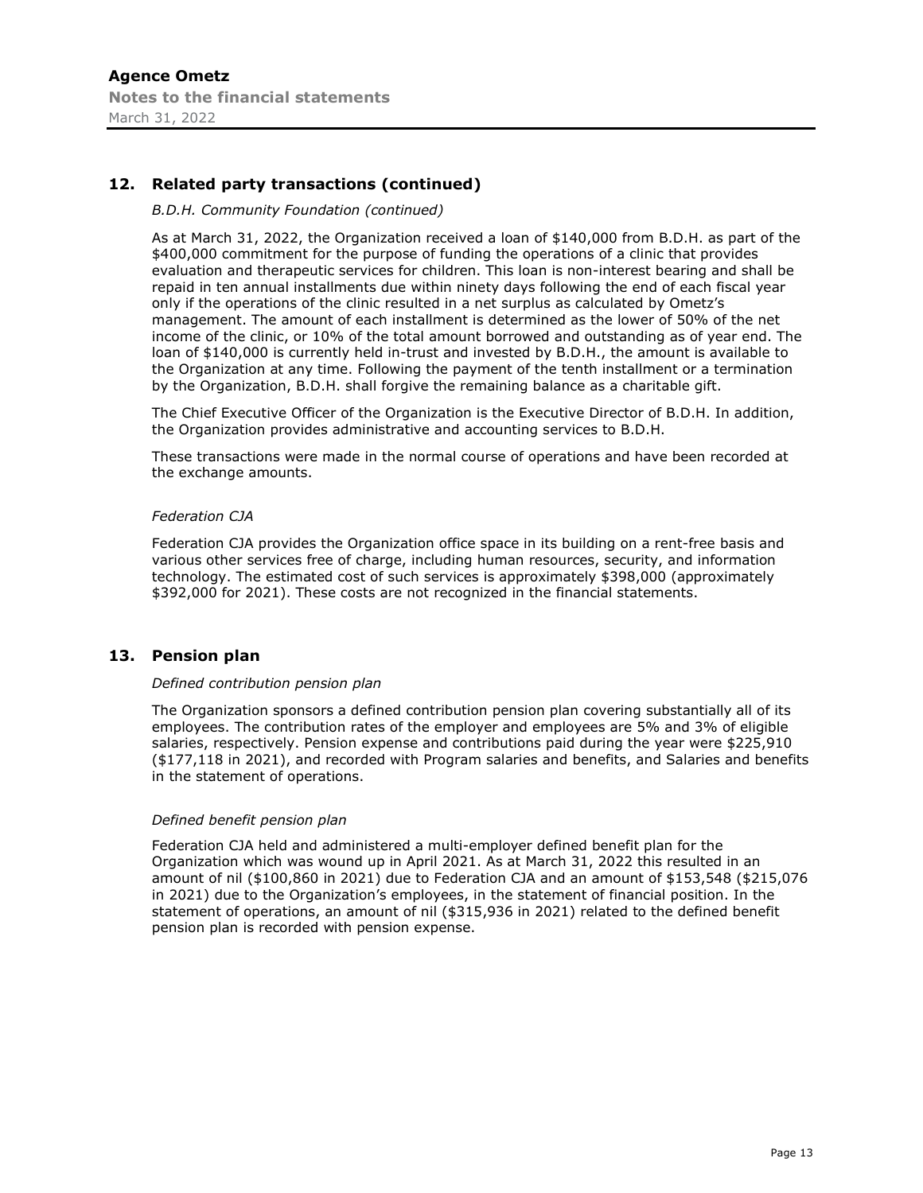## 12. Related party transactions (continued)

*B.D.H. Community Foundation (continued)*

As at March 31, 2022, the Organization received a loan of $140,000 from B.D.H. as part of the $400,000 commitment for the purpose of funding the operations of a clinic that provides evaluation and therapeutic services for children. This loan is non-interest bearing and shall be repaid in ten annual installments due within ninety days following the end of each fiscal year only if the operations of the clinic resulted in a net surplus as calculated by Ometz's management. The amount of each installment is determined as the lower of 50% of the net income of the clinic, or 10% of the total amount borrowed and outstanding as of year end. The loan of $140,000 is currently held in-trust and invested by B.D.H., the amount is available to the Organization at any time. Following the payment of the tenth installment or a termination by the Organization, B.D.H. shall forgive the remaining balance as a charitable gift.

The Chief Executive Officer of the Organization is the Executive Director of B.D.H. In addition, the Organization provides administrative and accounting services to B.D.H.

These transactions were made in the normal course of operations and have been recorded at the exchange amounts.

*Federation CJA*

Federation CJA provides the Organization office space in its building on a rent-free basis and various other services free of charge, including human resources, security, and information technology. The estimated cost of such services is approximately $398,000 (approximately $392,000 for 2021). These costs are not recognized in the financial statements.

## 13. Pension plan

*Defined contribution pension plan*

The Organization sponsors a defined contribution pension plan covering substantially all of its employees. The contribution rates of the employer and employees are 5% and 3% of eligible salaries, respectively. Pension expense and contributions paid during the year were $225,910 ($177,118 in 2021), and recorded with Program salaries and benefits, and Salaries and benefits in the statement of operations.

*Defined benefit pension plan*

Federation CJA held and administered a multi-employer defined benefit plan for the Organization which was wound up in April 2021. As at March 31, 2022 this resulted in an amount of nil ($100,860 in 2021) due to Federation CJA and an amount of $153,548 ($215,076 in 2021) due to the Organization's employees, in the statement of financial position. In the statement of operations, an amount of nil ($315,936 in 2021) related to the defined benefit pension plan is recorded with pension expense.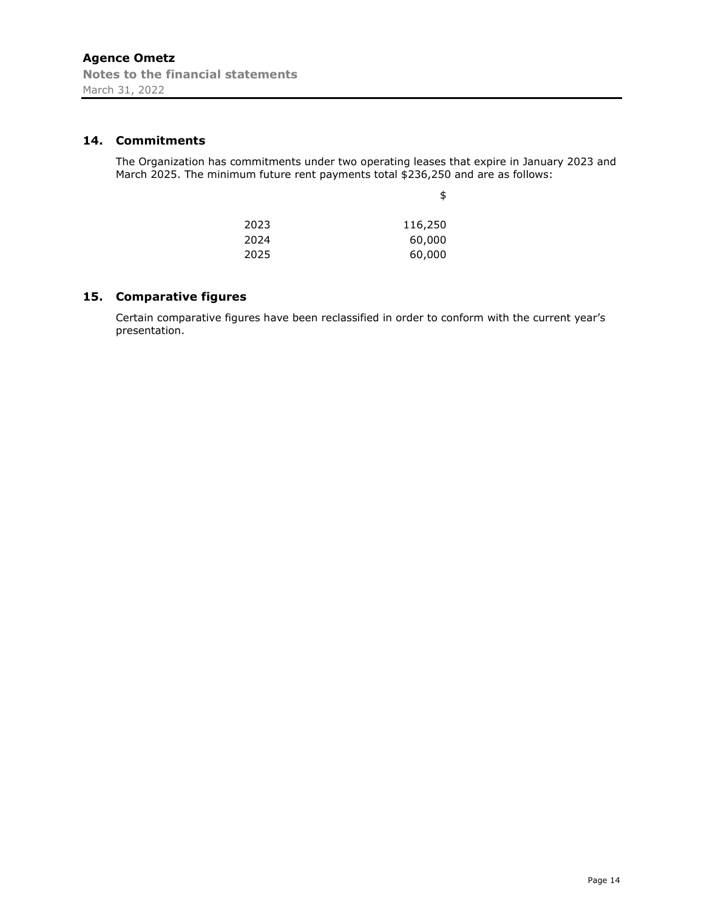## 14. Commitments

The Organization has commitments under two operating leases that expire in January 2023 and March 2025. The minimum future rent payments total $236,250 and are as follows:

| | $ |
|---|---|
| 2023 | 116,250 |
| 2024 | 60,000 |
| 2025 | 60,000 |

## 15. Comparative figures

Certain comparative figures have been reclassified in order to conform with the current year's presentation.